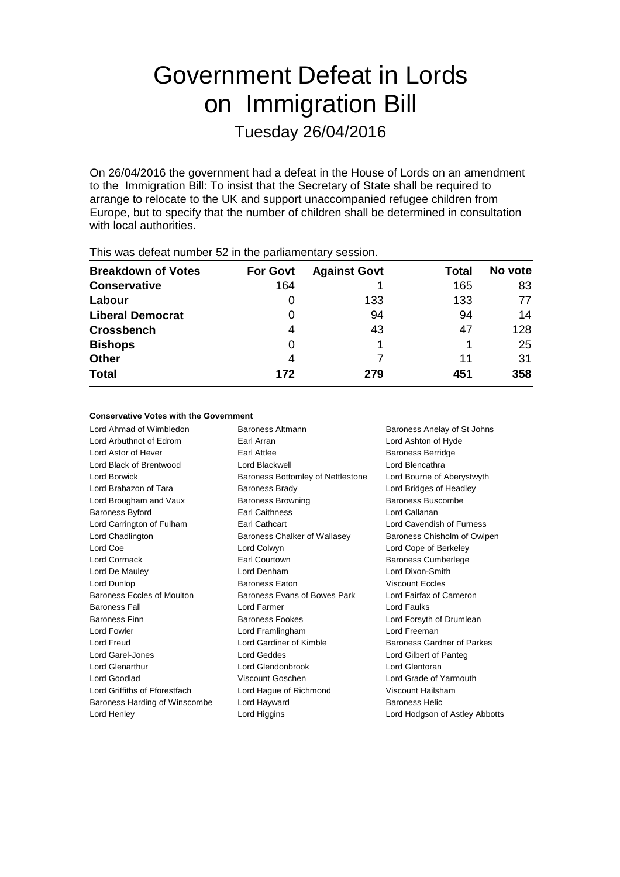# Government Defeat in Lords on Immigration Bill

Tuesday 26/04/2016

On 26/04/2016 the government had a defeat in the House of Lords on an amendment to the Immigration Bill: To insist that the Secretary of State shall be required to arrange to relocate to the UK and support unaccompanied refugee children from Europe, but to specify that the number of children shall be determined in consultation with local authorities.

This was defeat number 52 in the parliamentary session.

| Breakdown of Votes | For Govt | Against Govt | Total | No vote |
|---|---|---|---|---|
| **Conservative** | 164 | 1 | 165 | 83 |
| **Labour** | 0 | 133 | 133 | 77 |
| **Liberal Democrat** | 0 | 94 | 94 | 14 |
| **Crossbench** | 4 | 43 | 47 | 128 |
| **Bishops** | 0 | 1 | 1 | 25 |
| **Other** | 4 | 7 | 11 | 31 |
| **Total** | **172** | **279** | **451** | **358** |

**Conservative Votes with the Government**

| | | |
|---|---|---|
| Lord Ahmad of Wimbledon | Baroness Altmann | Baroness Anelay of St Johns |
| Lord Arbuthnot of Edrom | Earl Arran | Lord Ashton of Hyde |
| Lord Astor of Hever | Earl Attlee | Baroness Berridge |
| Lord Black of Brentwood | Lord Blackwell | Lord Blencathra |
| Lord Borwick | Baroness Bottomley of Nettlestone | Lord Bourne of Aberystwyth |
| Lord Brabazon of Tara | Baroness Brady | Lord Bridges of Headley |
| Lord Brougham and Vaux | Baroness Browning | Baroness Buscombe |
| Baroness Byford | Earl Caithness | Lord Callanan |
| Lord Carrington of Fulham | Earl Cathcart | Lord Cavendish of Furness |
| Lord Chadlington | Baroness Chalker of Wallasey | Baroness Chisholm of Owlpen |
| Lord Coe | Lord Colwyn | Lord Cope of Berkeley |
| Lord Cormack | Earl Courtown | Baroness Cumberlege |
| Lord De Mauley | Lord Denham | Lord Dixon-Smith |
| Lord Dunlop | Baroness Eaton | Viscount Eccles |
| Baroness Eccles of Moulton | Baroness Evans of Bowes Park | Lord Fairfax of Cameron |
| Baroness Fall | Lord Farmer | Lord Faulks |
| Baroness Finn | Baroness Fookes | Lord Forsyth of Drumlean |
| Lord Fowler | Lord Framlingham | Lord Freeman |
| Lord Freud | Lord Gardiner of Kimble | Baroness Gardner of Parkes |
| Lord Garel-Jones | Lord Geddes | Lord Gilbert of Panteg |
| Lord Glenarthur | Lord Glendonbrook | Lord Glentoran |
| Lord Goodlad | Viscount Goschen | Lord Grade of Yarmouth |
| Lord Griffiths of Fforestfach | Lord Hague of Richmond | Viscount Hailsham |
| Baroness Harding of Winscombe | Lord Hayward | Baroness Helic |
| Lord Henley | Lord Higgins | Lord Hodgson of Astley Abbotts |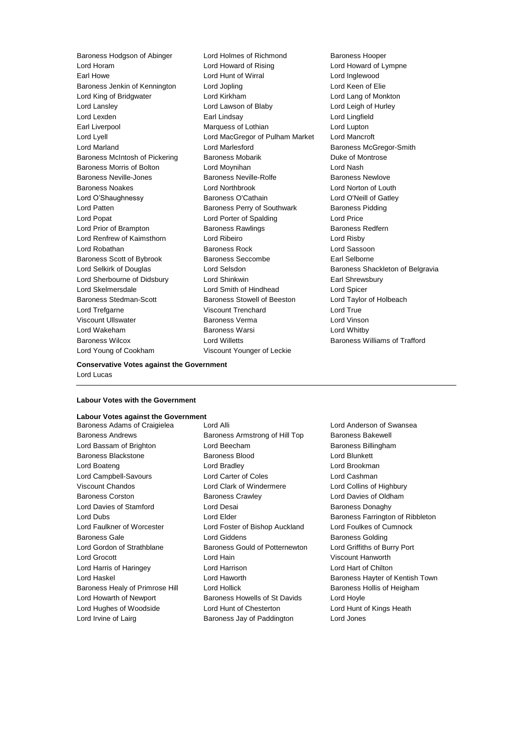Baroness Hodgson of Abinger
Lord Holmes of Richmond
Baroness Hooper
Lord Horam
Lord Howard of Rising
Lord Howard of Lympne
Earl Howe
Lord Hunt of Wirral
Lord Inglewood
Baroness Jenkin of Kennington
Lord Jopling
Lord Keen of Elie
Lord King of Bridgwater
Lord Kirkham
Lord Lang of Monkton
Lord Lansley
Lord Lawson of Blaby
Lord Leigh of Hurley
Lord Lexden
Earl Lindsay
Lord Lingfield
Earl Liverpool
Marquess of Lothian
Lord Lupton
Lord Lyell
Lord MacGregor of Pulham Market
Lord Mancroft
Lord Marland
Lord Marlesford
Baroness McGregor-Smith
Baroness McIntosh of Pickering
Baroness Mobarik
Duke of Montrose
Baroness Morris of Bolton
Lord Moynihan
Lord Nash
Baroness Neville-Jones
Baroness Neville-Rolfe
Baroness Newlove
Baroness Noakes
Lord Northbrook
Lord Norton of Louth
Lord O'Shaughnessy
Baroness O'Cathain
Lord O'Neill of Gatley
Lord Patten
Baroness Perry of Southwark
Baroness Pidding
Lord Popat
Lord Porter of Spalding
Lord Price
Lord Prior of Brampton
Baroness Rawlings
Baroness Redfern
Lord Renfrew of Kaimsthorn
Lord Ribeiro
Lord Risby
Lord Robathan
Baroness Rock
Lord Sassoon
Baroness Scott of Bybrook
Baroness Seccombe
Earl Selborne
Lord Selkirk of Douglas
Lord Selsdon
Baroness Shackleton of Belgravia
Lord Sherbourne of Didsbury
Lord Shinkwin
Earl Shrewsbury
Lord Skelmersdale
Lord Smith of Hindhead
Lord Spicer
Baroness Stedman-Scott
Baroness Stowell of Beeston
Lord Taylor of Holbeach
Lord Trefgarne
Viscount Trenchard
Lord True
Viscount Ullswater
Baroness Verma
Lord Vinson
Lord Wakeham
Baroness Warsi
Lord Whitby
Baroness Wilcox
Lord Willetts
Baroness Williams of Trafford
Lord Young of Cookham
Viscount Younger of Leckie

**Conservative Votes against the Government**

Lord Lucas

---

**Labour Votes with the Government**

**Labour Votes against the Government**

Baroness Adams of Craigielea
Lord Alli
Lord Anderson of Swansea
Baroness Andrews
Baroness Armstrong of Hill Top
Baroness Bakewell
Lord Bassam of Brighton
Lord Beecham
Baroness Billingham
Baroness Blackstone
Baroness Blood
Lord Blunkett
Lord Boateng
Lord Bradley
Lord Brookman
Lord Campbell-Savours
Lord Carter of Coles
Lord Cashman
Viscount Chandos
Lord Clark of Windermere
Lord Collins of Highbury
Baroness Corston
Baroness Crawley
Lord Davies of Oldham
Lord Davies of Stamford
Lord Desai
Baroness Donaghy
Lord Dubs
Lord Elder
Baroness Farrington of Ribbleton
Lord Faulkner of Worcester
Lord Foster of Bishop Auckland
Lord Foulkes of Cumnock
Baroness Gale
Lord Giddens
Baroness Golding
Lord Gordon of Strathblane
Baroness Gould of Potternewton
Lord Griffiths of Burry Port
Lord Grocott
Lord Hain
Viscount Hanworth
Lord Harris of Haringey
Lord Harrison
Lord Hart of Chilton
Lord Haskel
Lord Haworth
Baroness Hayter of Kentish Town
Baroness Healy of Primrose Hill
Lord Hollick
Baroness Hollis of Heigham
Lord Howarth of Newport
Baroness Howells of St Davids
Lord Hoyle
Lord Hughes of Woodside
Lord Hunt of Chesterton
Lord Hunt of Kings Heath
Lord Irvine of Lairg
Baroness Jay of Paddington
Lord Jones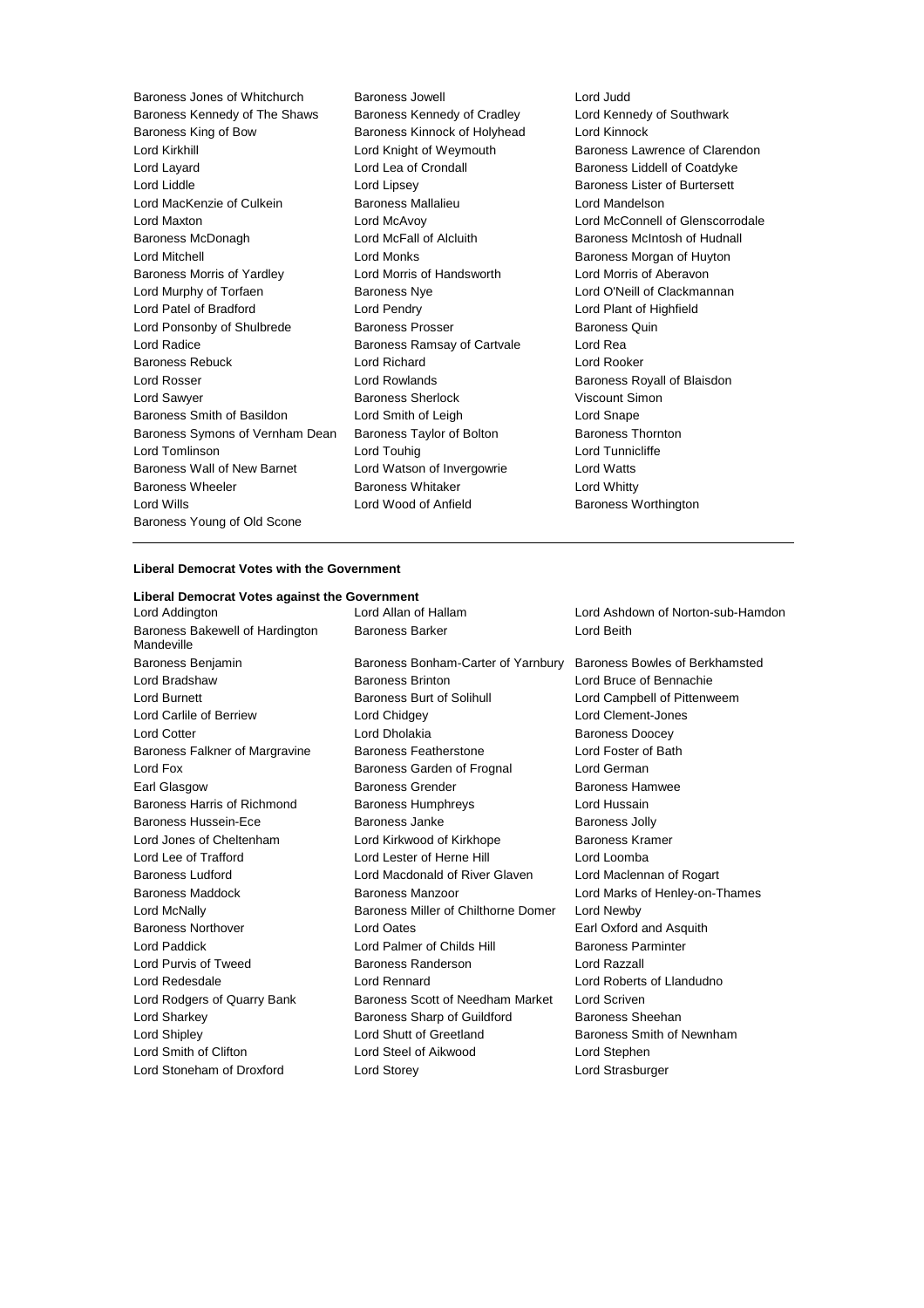Baroness Jones of Whitchurch
Baroness Jowell
Lord Judd
Baroness Kennedy of The Shaws
Baroness Kennedy of Cradley
Lord Kennedy of Southwark
Baroness King of Bow
Baroness Kinnock of Holyhead
Lord Kinnock
Lord Kirkhill
Lord Knight of Weymouth
Baroness Lawrence of Clarendon
Lord Layard
Lord Lea of Crondall
Baroness Liddell of Coatdyke
Lord Liddle
Lord Lipsey
Baroness Lister of Burtersett
Lord MacKenzie of Culkein
Baroness Mallalieu
Lord Mandelson
Lord Maxton
Lord McAvoy
Lord McConnell of Glenscorrodale
Baroness McDonagh
Lord McFall of Alcluith
Baroness McIntosh of Hudnall
Lord Mitchell
Lord Monks
Baroness Morgan of Huyton
Baroness Morris of Yardley
Lord Morris of Handsworth
Lord Morris of Aberavon
Lord Murphy of Torfaen
Baroness Nye
Lord O'Neill of Clackmannan
Lord Patel of Bradford
Lord Pendry
Lord Plant of Highfield
Lord Ponsonby of Shulbrede
Baroness Prosser
Baroness Quin
Lord Radice
Baroness Ramsay of Cartvale
Lord Rea
Baroness Rebuck
Lord Richard
Lord Rooker
Lord Rosser
Lord Rowlands
Baroness Royall of Blaisdon
Lord Sawyer
Baroness Sherlock
Viscount Simon
Baroness Smith of Basildon
Lord Smith of Leigh
Lord Snape
Baroness Symons of Vernham Dean
Baroness Taylor of Bolton
Baroness Thornton
Lord Tomlinson
Lord Touhig
Lord Tunnicliffe
Baroness Wall of New Barnet
Lord Watson of Invergowrie
Lord Watts
Baroness Wheeler
Baroness Whitaker
Lord Whitty
Lord Wills
Lord Wood of Anfield
Baroness Worthington
Baroness Young of Old Scone

---

**Liberal Democrat Votes with the Government**

**Liberal Democrat Votes against the Government**

Lord Addington
Lord Allan of Hallam
Lord Ashdown of Norton-sub-Hamdon
Baroness Bakewell of Hardington Mandeville
Baroness Barker
Lord Beith
Baroness Benjamin
Baroness Bonham-Carter of Yarnbury
Baroness Bowles of Berkhamsted
Lord Bradshaw
Baroness Brinton
Lord Bruce of Bennachie
Lord Burnett
Baroness Burt of Solihull
Lord Campbell of Pittenweem
Lord Carlile of Berriew
Lord Chidgey
Lord Clement-Jones
Lord Cotter
Lord Dholakia
Baroness Doocey
Baroness Falkner of Margravine
Baroness Featherstone
Lord Foster of Bath
Lord Fox
Baroness Garden of Frognal
Lord German
Earl Glasgow
Baroness Grender
Baroness Hamwee
Baroness Harris of Richmond
Baroness Humphreys
Lord Hussain
Baroness Hussein-Ece
Baroness Janke
Baroness Jolly
Lord Jones of Cheltenham
Lord Kirkwood of Kirkhope
Baroness Kramer
Lord Lee of Trafford
Lord Lester of Herne Hill
Lord Loomba
Baroness Ludford
Lord Macdonald of River Glaven
Lord Maclennan of Rogart
Baroness Maddock
Baroness Manzoor
Lord Marks of Henley-on-Thames
Lord McNally
Baroness Miller of Chilthorne Domer
Lord Newby
Baroness Northover
Lord Oates
Earl Oxford and Asquith
Lord Paddick
Lord Palmer of Childs Hill
Baroness Parminter
Lord Purvis of Tweed
Baroness Randerson
Lord Razzall
Lord Redesdale
Lord Rennard
Lord Roberts of Llandudno
Lord Rodgers of Quarry Bank
Baroness Scott of Needham Market
Lord Scriven
Lord Sharkey
Baroness Sharp of Guildford
Baroness Sheehan
Lord Shipley
Lord Shutt of Greetland
Baroness Smith of Newnham
Lord Smith of Clifton
Lord Steel of Aikwood
Lord Stephen
Lord Stoneham of Droxford
Lord Storey
Lord Strasburger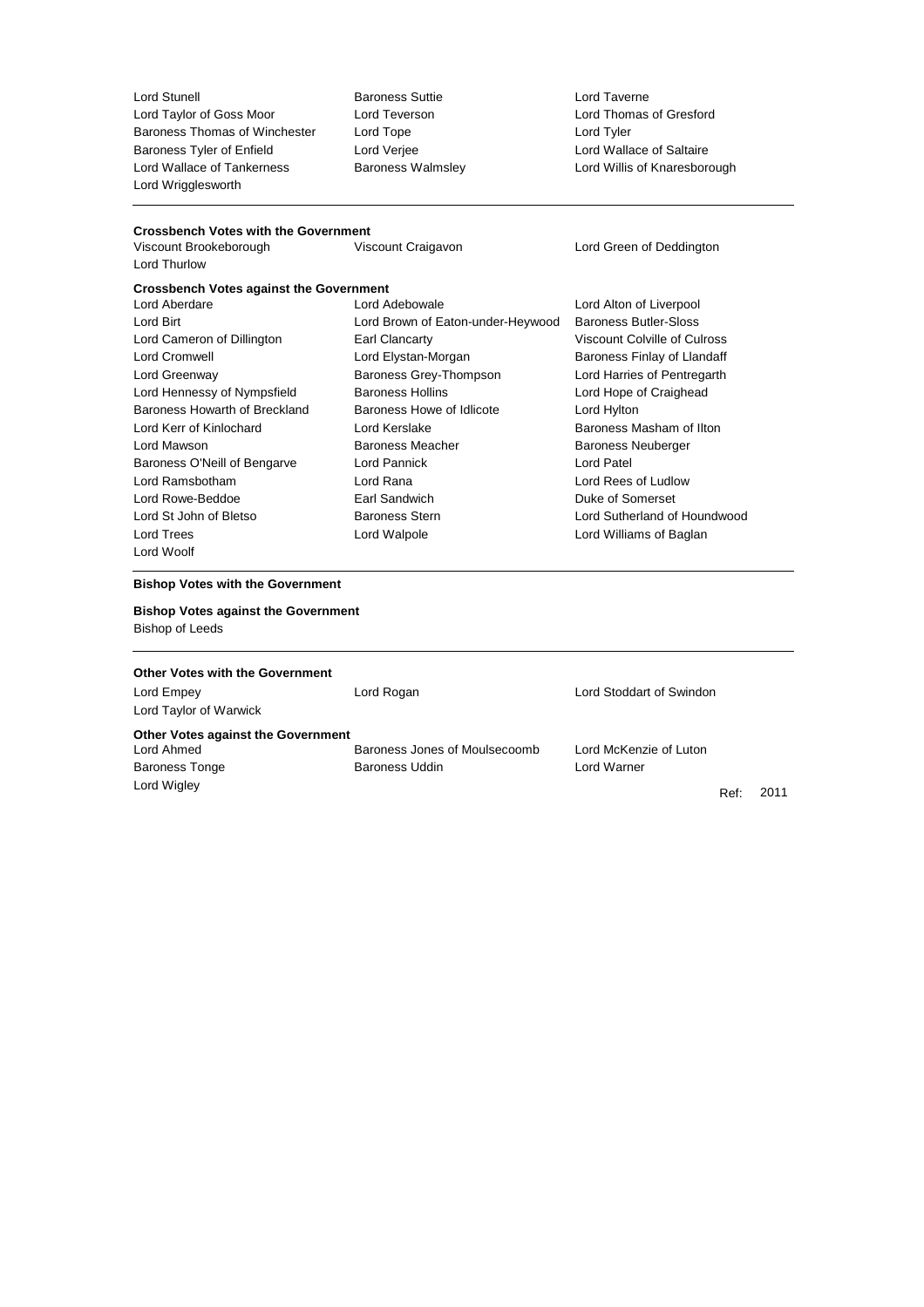Lord Stunell
Baroness Suttie
Lord Taverne
Lord Taylor of Goss Moor
Lord Teverson
Lord Thomas of Gresford
Baroness Thomas of Winchester
Lord Tope
Lord Tyler
Baroness Tyler of Enfield
Lord Verjee
Lord Wallace of Saltaire
Lord Wallace of Tankerness
Baroness Walmsley
Lord Willis of Knaresborough
Lord Wrigglesworth

---

**Crossbench Votes with the Government**

Viscount Brookeborough
Viscount Craigavon
Lord Green of Deddington
Lord Thurlow

**Crossbench Votes against the Government**

Lord Aberdare
Lord Adebowale
Lord Alton of Liverpool
Lord Birt
Lord Brown of Eaton-under-Heywood
Baroness Butler-Sloss
Lord Cameron of Dillington
Earl Clancarty
Viscount Colville of Culross
Lord Cromwell
Lord Elystan-Morgan
Baroness Finlay of Llandaff
Lord Greenway
Baroness Grey-Thompson
Lord Harries of Pentregarth
Lord Hennessy of Nympsfield
Baroness Hollins
Lord Hope of Craighead
Baroness Howarth of Breckland
Baroness Howe of Idlicote
Lord Hylton
Lord Kerr of Kinlochard
Lord Kerslake
Baroness Masham of Ilton
Lord Mawson
Baroness Meacher
Baroness Neuberger
Baroness O'Neill of Bengarve
Lord Pannick
Lord Patel
Lord Ramsbotham
Lord Rana
Lord Rees of Ludlow
Lord Rowe-Beddoe
Earl Sandwich
Duke of Somerset
Lord St John of Bletso
Baroness Stern
Lord Sutherland of Houndwood
Lord Trees
Lord Walpole
Lord Williams of Baglan
Lord Woolf

---

**Bishop Votes with the Government**

**Bishop Votes against the Government**

Bishop of Leeds

---

**Other Votes with the Government**

Lord Empey
Lord Rogan
Lord Stoddart of Swindon
Lord Taylor of Warwick

**Other Votes against the Government**

Lord Ahmed
Baroness Jones of Moulsecoomb
Lord McKenzie of Luton
Baroness Tonge
Baroness Uddin
Lord Warner
Lord Wigley

Ref: 2011